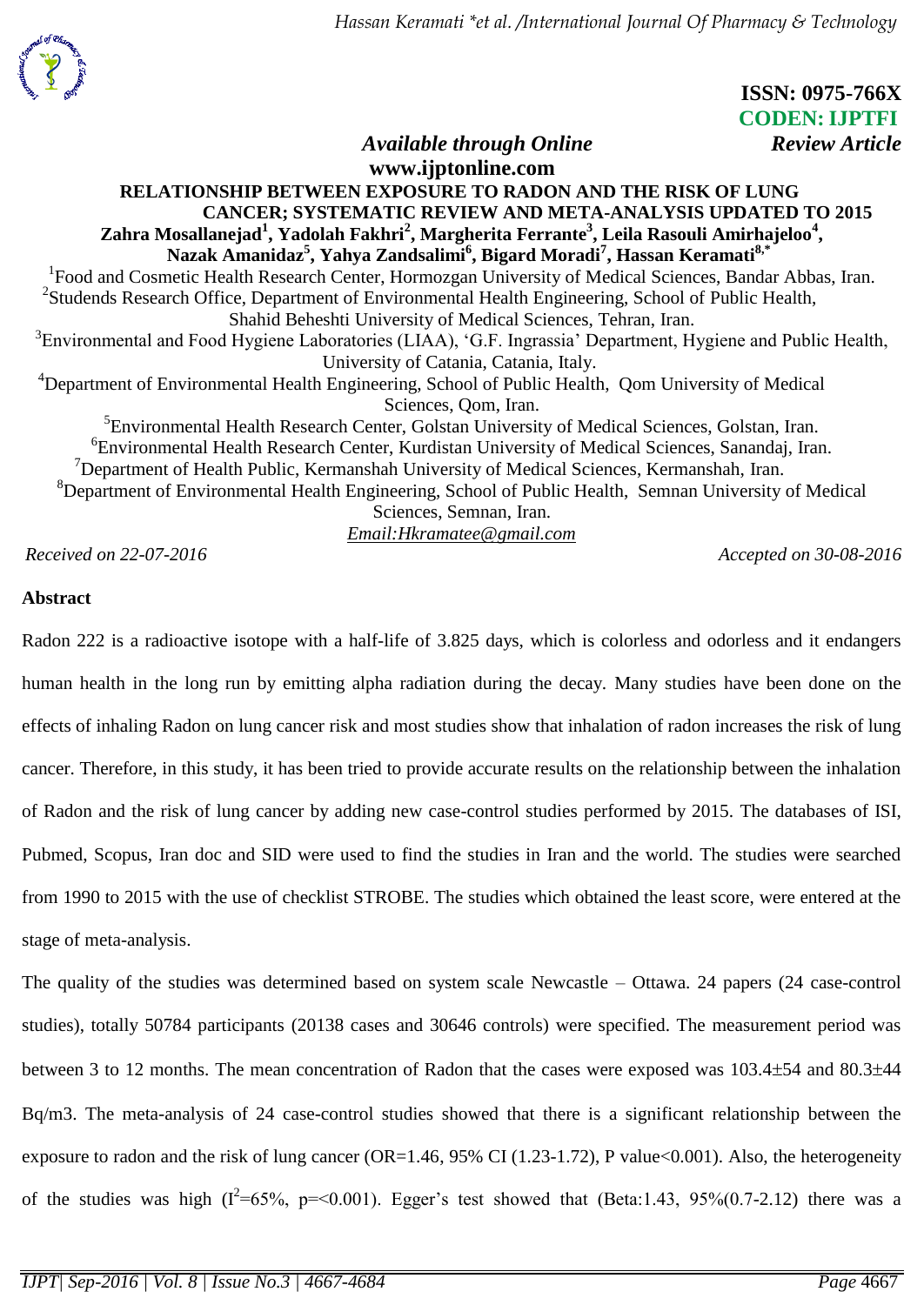ISSN: 0975-766X
CODEN: IJPTFI

*Available through Online* *Review Article*

www.ijptonline.com

# RELATIONSHIP BETWEEN EXPOSURE TO RADON AND THE RISK OF LUNG CANCER; SYSTEMATIC REVIEW AND META-ANALYSIS UPDATED TO 2015

**Zahra Mosallanejad[1], Yadolah Fakhri[2], Margherita Ferrante[3], Leila Rasouli Amirhajeloo[4], Nazak Amanidaz[5], Yahya Zandsalimi[6], Bigard Moradi[7], Hassan Keramati[8,*]**

[1]Food and Cosmetic Health Research Center, Hormozgan University of Medical Sciences, Bandar Abbas, Iran.
[2]Studends Research Office, Department of Environmental Health Engineering, School of Public Health, Shahid Beheshti University of Medical Sciences, Tehran, Iran.
[3]Environmental and Food Hygiene Laboratories (LIAA), 'G.F. Ingrassia' Department, Hygiene and Public Health, University of Catania, Catania, Italy.
[4]Department of Environmental Health Engineering, School of Public Health, Qom University of Medical Sciences, Qom, Iran.
[5]Environmental Health Research Center, Golstan University of Medical Sciences, Golstan, Iran.
[6]Environmental Health Research Center, Kurdistan University of Medical Sciences, Sanandaj, Iran.
[7]Department of Health Public, Kermanshah University of Medical Sciences, Kermanshah, Iran.
[8]Department of Environmental Health Engineering, School of Public Health, Semnan University of Medical Sciences, Semnan, Iran.

*Email:Hkramatee@gmail.com*

*Received on 22-07-2016* *Accepted on 30-08-2016*

## Abstract

Radon 222 is a radioactive isotope with a half-life of 3.825 days, which is colorless and odorless and it endangers human health in the long run by emitting alpha radiation during the decay. Many studies have been done on the effects of inhaling Radon on lung cancer risk and most studies show that inhalation of radon increases the risk of lung cancer. Therefore, in this study, it has been tried to provide accurate results on the relationship between the inhalation of Radon and the risk of lung cancer by adding new case-control studies performed by 2015. The databases of ISI, Pubmed, Scopus, Iran doc and SID were used to find the studies in Iran and the world. The studies were searched from 1990 to 2015 with the use of checklist STROBE. The studies which obtained the least score, were entered at the stage of meta-analysis.

The quality of the studies was determined based on system scale Newcastle – Ottawa. 24 papers (24 case-control studies), totally 50784 participants (20138 cases and 30646 controls) were specified. The measurement period was between 3 to 12 months. The mean concentration of Radon that the cases were exposed was 103.4±54 and 80.3±44 Bq/m3. The meta-analysis of 24 case-control studies showed that there is a significant relationship between the exposure to radon and the risk of lung cancer (OR=1.46, 95% CI (1.23-1.72), P value<0.001). Also, the heterogeneity of the studies was high ($I^2$=65%, p=<0.001). Egger's test showed that (Beta:1.43, 95%(0.7-2.12) there was a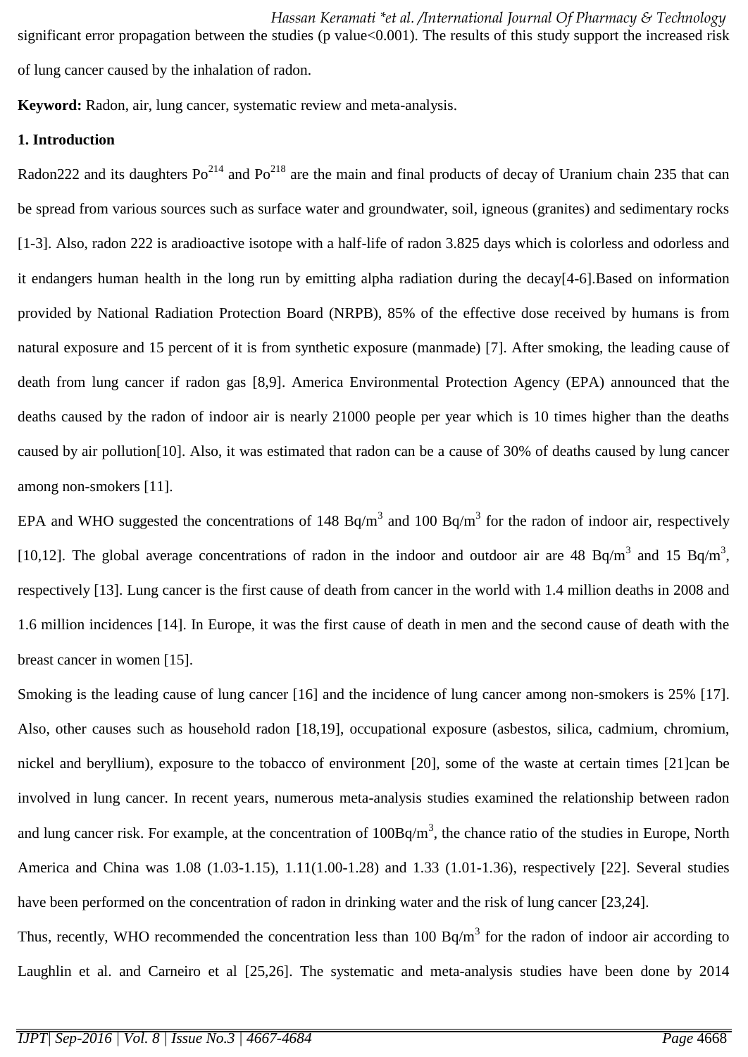significant error propagation between the studies (p value<0.001). The results of this study support the increased risk of lung cancer caused by the inhalation of radon.

**Keyword:** Radon, air, lung cancer, systematic review and meta-analysis.

## 1. Introduction

Radon222 and its daughters $Po^{214}$ and $Po^{218}$ are the main and final products of decay of Uranium chain 235 that can be spread from various sources such as surface water and groundwater, soil, igneous (granites) and sedimentary rocks [1-3]. Also, radon 222 is aradioactive isotope with a half-life of radon 3.825 days which is colorless and odorless and it endangers human health in the long run by emitting alpha radiation during the decay[4-6].Based on information provided by National Radiation Protection Board (NRPB), 85% of the effective dose received by humans is from natural exposure and 15 percent of it is from synthetic exposure (manmade) [7]. After smoking, the leading cause of death from lung cancer if radon gas [8,9]. America Environmental Protection Agency (EPA) announced that the deaths caused by the radon of indoor air is nearly 21000 people per year which is 10 times higher than the deaths caused by air pollution[10]. Also, it was estimated that radon can be a cause of 30% of deaths caused by lung cancer among non-smokers [11].

EPA and WHO suggested the concentrations of 148 Bq/m$^3$ and 100 Bq/m$^3$ for the radon of indoor air, respectively [10,12]. The global average concentrations of radon in the indoor and outdoor air are 48 Bq/m$^3$ and 15 Bq/m$^3$, respectively [13]. Lung cancer is the first cause of death from cancer in the world with 1.4 million deaths in 2008 and 1.6 million incidences [14]. In Europe, it was the first cause of death in men and the second cause of death with the breast cancer in women [15].

Smoking is the leading cause of lung cancer [16] and the incidence of lung cancer among non-smokers is 25% [17]. Also, other causes such as household radon [18,19], occupational exposure (asbestos, silica, cadmium, chromium, nickel and beryllium), exposure to the tobacco of environment [20], some of the waste at certain times [21]can be involved in lung cancer. In recent years, numerous meta-analysis studies examined the relationship between radon and lung cancer risk. For example, at the concentration of 100Bq/m$^3$, the chance ratio of the studies in Europe, North America and China was 1.08 (1.03-1.15), 1.11(1.00-1.28) and 1.33 (1.01-1.36), respectively [22]. Several studies have been performed on the concentration of radon in drinking water and the risk of lung cancer [23,24].

Thus, recently, WHO recommended the concentration less than 100 Bq/m$^3$ for the radon of indoor air according to Laughlin et al. and Carneiro et al [25,26]. The systematic and meta-analysis studies have been done by 2014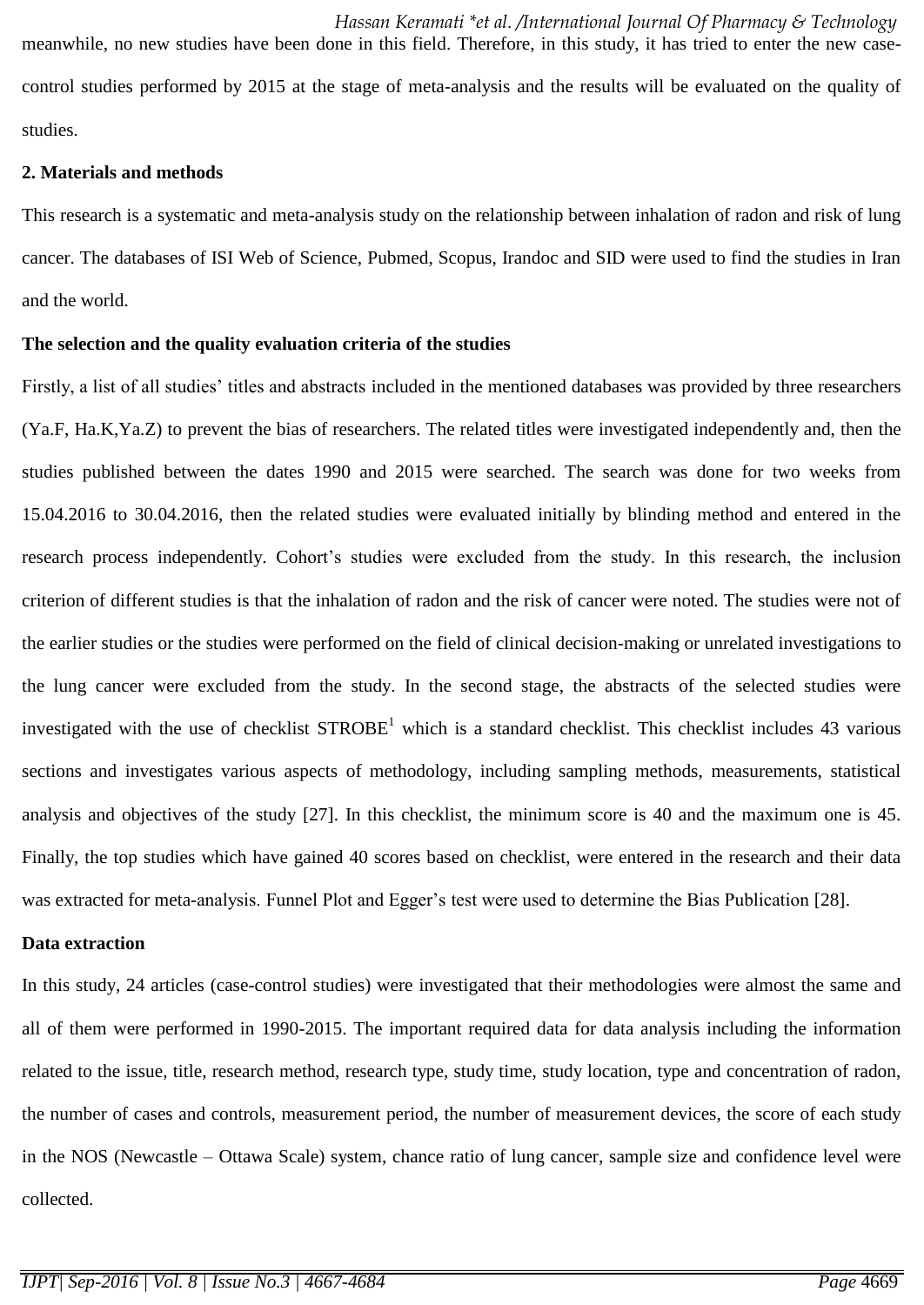meanwhile, no new studies have been done in this field. Therefore, in this study, it has tried to enter the new case-control studies performed by 2015 at the stage of meta-analysis and the results will be evaluated on the quality of studies.

## 2. Materials and methods

This research is a systematic and meta-analysis study on the relationship between inhalation of radon and risk of lung cancer. The databases of ISI Web of Science, Pubmed, Scopus, Irandoc and SID were used to find the studies in Iran and the world.

### The selection and the quality evaluation criteria of the studies

Firstly, a list of all studies' titles and abstracts included in the mentioned databases was provided by three researchers (Ya.F, Ha.K,Ya.Z) to prevent the bias of researchers. The related titles were investigated independently and, then the studies published between the dates 1990 and 2015 were searched. The search was done for two weeks from 15.04.2016 to 30.04.2016, then the related studies were evaluated initially by blinding method and entered in the research process independently. Cohort's studies were excluded from the study. In this research, the inclusion criterion of different studies is that the inhalation of radon and the risk of cancer were noted. The studies were not of the earlier studies or the studies were performed on the field of clinical decision-making or unrelated investigations to the lung cancer were excluded from the study. In the second stage, the abstracts of the selected studies were investigated with the use of checklist STROBE[1] which is a standard checklist. This checklist includes 43 various sections and investigates various aspects of methodology, including sampling methods, measurements, statistical analysis and objectives of the study [27]. In this checklist, the minimum score is 40 and the maximum one is 45. Finally, the top studies which have gained 40 scores based on checklist, were entered in the research and their data was extracted for meta-analysis. Funnel Plot and Egger's test were used to determine the Bias Publication [28].

### Data extraction

In this study, 24 articles (case-control studies) were investigated that their methodologies were almost the same and all of them were performed in 1990-2015. The important required data for data analysis including the information related to the issue, title, research method, research type, study time, study location, type and concentration of radon, the number of cases and controls, measurement period, the number of measurement devices, the score of each study in the NOS (Newcastle – Ottawa Scale) system, chance ratio of lung cancer, sample size and confidence level were collected.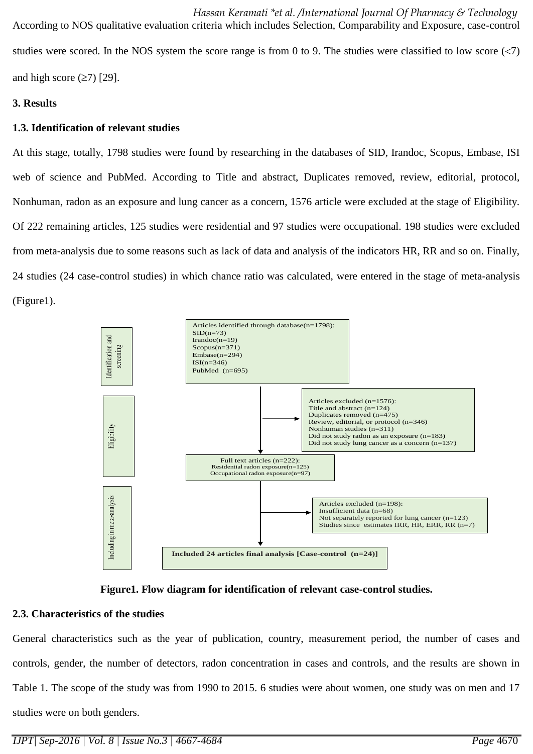According to NOS qualitative evaluation criteria which includes Selection, Comparability and Exposure, case-control studies were scored. In the NOS system the score range is from 0 to 9. The studies were classified to low score (<7) and high score (≥7) [29].

## 3. Results

### 1.3. Identification of relevant studies

At this stage, totally, 1798 studies were found by researching in the databases of SID, Irandoc, Scopus, Embase, ISI web of science and PubMed. According to Title and abstract, Duplicates removed, review, editorial, protocol, Nonhuman, radon as an exposure and lung cancer as a concern, 1576 article were excluded at the stage of Eligibility. Of 222 remaining articles, 125 studies were residential and 97 studies were occupational. 198 studies were excluded from meta-analysis due to some reasons such as lack of data and analysis of the indicators HR, RR and so on. Finally, 24 studies (24 case-control studies) in which chance ratio was calculated, were entered in the stage of meta-analysis (Figure1).

**Identification and screening**

Articles identified through database(n=1798):
SID(n=73)
Irandoc(n=19)
Scopus(n=371)
Embase(n=294)
ISI(n=346)
PubMed (n=695)

**Eligibility**

Articles excluded (n=1576):
Title and abstract (n=124)
Duplicates removed (n=475)
Review, editorial, or protocol (n=346)
Nonhuman studies (n=311)
Did not study radon as an exposure (n=183)
Did not study lung cancer as a concern (n=137)

Full text articles (n=222):
Residential radon exposure(n=125)
Occupational radon exposure(n=97)

**Including in meta-analysis**

Articles excluded (n=198):
Insufficient data (n=68)
Not separately reported for lung cancer (n=123)
Studies since estimates IRR, HR, ERR, RR (n=7)

**Included 24 articles final analysis [Case-control (n=24)]**

**Figure1. Flow diagram for identification of relevant case-control studies.**

### 2.3. Characteristics of the studies

General characteristics such as the year of publication, country, measurement period, the number of cases and controls, gender, the number of detectors, radon concentration in cases and controls, and the results are shown in Table 1. The scope of the study was from 1990 to 2015. 6 studies were about women, one study was on men and 17 studies were on both genders.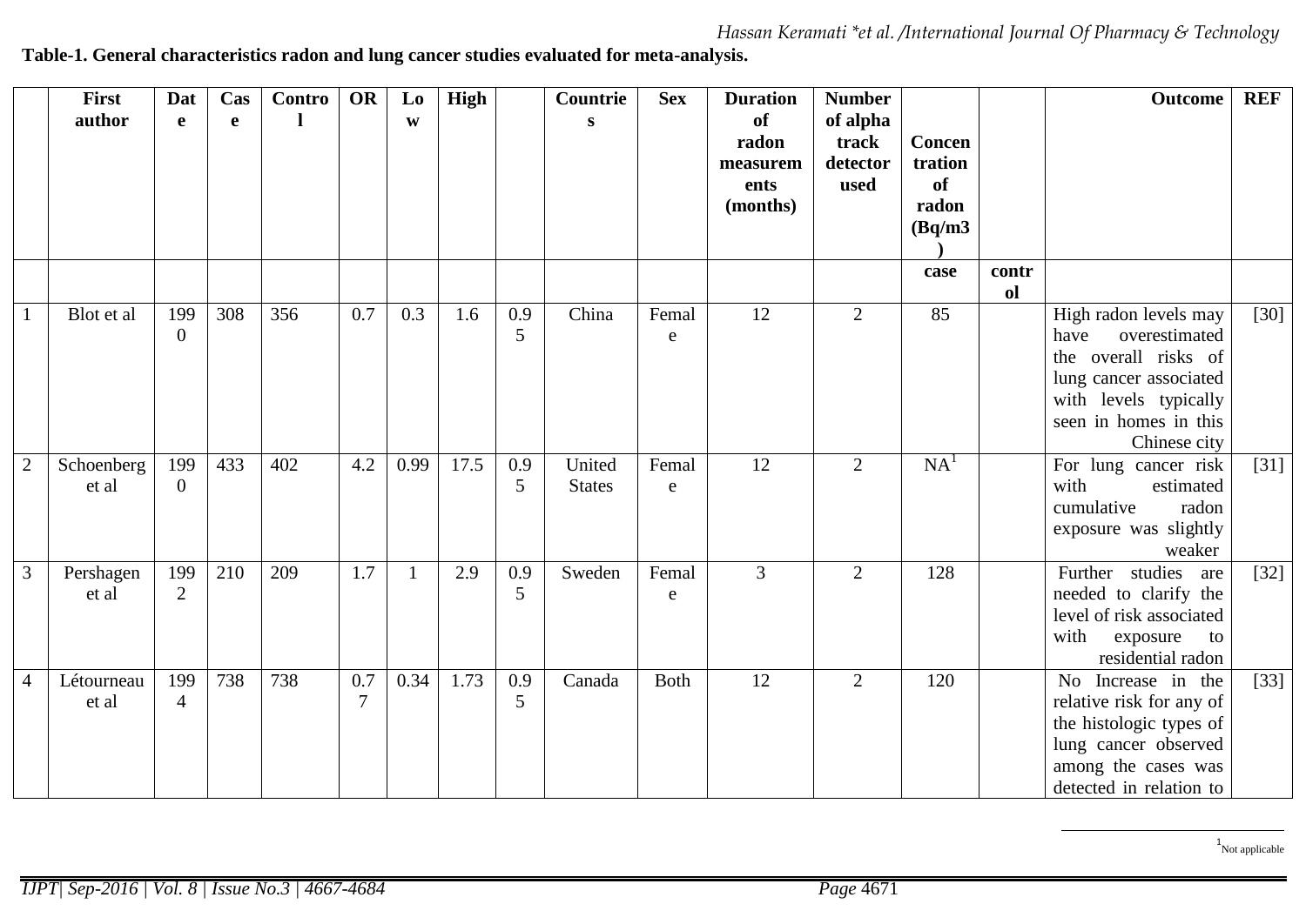**Table-1. General characteristics radon and lung cancer studies evaluated for meta-analysis.**

| | First author | Date | Case | Control | OR | Low | High | | Countries | Sex | Duration of radon measurements (months) | Number of alpha track detector used | Concentration of radon (Bq/m3) | | Outcome | REF |
|---|---|---|---|---|---|---|---|---|---|---|---|---|---|---|---|---|
| | | | | | | | | | | | | | case | control | | |
| 1 | Blot et al | 1990 | 308 | 356 | 0.7 | 0.3 | 1.6 | 0.95 | China | Female | 12 | 2 | 85 | | High radon levels may have overestimated the overall risks of lung cancer associated with levels typically seen in homes in this Chinese city | [30] |
| 2 | Schoenberg et al | 1990 | 433 | 402 | 4.2 | 0.99 | 17.5 | 0.95 | United States | Female | 12 | 2 | NA[1] | | For lung cancer risk with estimated cumulative radon exposure was slightly weaker | [31] |
| 3 | Pershagen et al | 1992 | 210 | 209 | 1.7 | 1 | 2.9 | 0.95 | Sweden | Female | 3 | 2 | 128 | | Further studies are needed to clarify the level of risk associated with exposure to residential radon | [32] |
| 4 | Létourneau et al | 1994 | 738 | 738 | 0.77 | 0.34 | 1.73 | 0.95 | Canada | Both | 12 | 2 | 120 | | No Increase in the relative risk for any of the histologic types of lung cancer observed among the cases was detected in relation to | [33] |

[1] Not applicable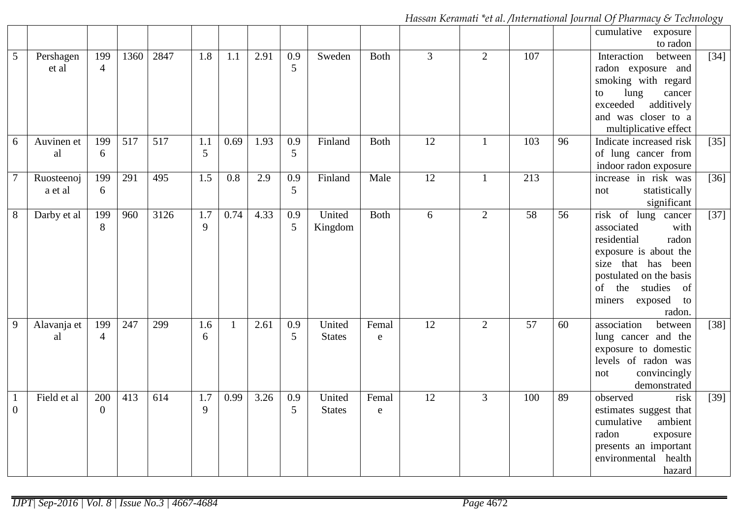| | | | | | | | | | | | | | | | | |
|---|---|---|---|---|---|---|---|---|---|---|---|---|---|---|---|---|
| | | | | | | | | | | | | | | | cumulative exposure to radon | |
| 5 | Pershagen et al | 1994 | 1360 | 2847 | 1.8 | 1.1 | 2.91 | 0.95 | Sweden | Both | 3 | 2 | 107 | | Interaction between radon exposure and smoking with regard to lung cancer exceeded additively and was closer to a multiplicative effect | [34] |
| 6 | Auvinen et al | 1996 | 517 | 517 | 1.15 | 0.69 | 1.93 | 0.95 | Finland | Both | 12 | 1 | 103 | 96 | Indicate increased risk of lung cancer from indoor radon exposure | [35] |
| 7 | Ruosteenoja et al | 1996 | 291 | 495 | 1.5 | 0.8 | 2.9 | 0.95 | Finland | Male | 12 | 1 | 213 | | increase in risk was not statistically significant | [36] |
| 8 | Darby et al | 1998 | 960 | 3126 | 1.79 | 0.74 | 4.33 | 0.95 | United Kingdom | Both | 6 | 2 | 58 | 56 | risk of lung cancer associated with residential radon exposure is about the size that has been postulated on the basis of the studies of miners exposed to radon. | [37] |
| 9 | Alavanja et al | 1994 | 247 | 299 | 1.66 | 1 | 2.61 | 0.95 | United States | Female | 12 | 2 | 57 | 60 | association between lung cancer and the exposure to domestic levels of radon was not convincingly demonstrated | [38] |
| 10 | Field et al | 2000 | 413 | 614 | 1.79 | 0.99 | 3.26 | 0.95 | United States | Female | 12 | 3 | 100 | 89 | observed risk estimates suggest that cumulative ambient radon exposure presents an important environmental health hazard | [39] |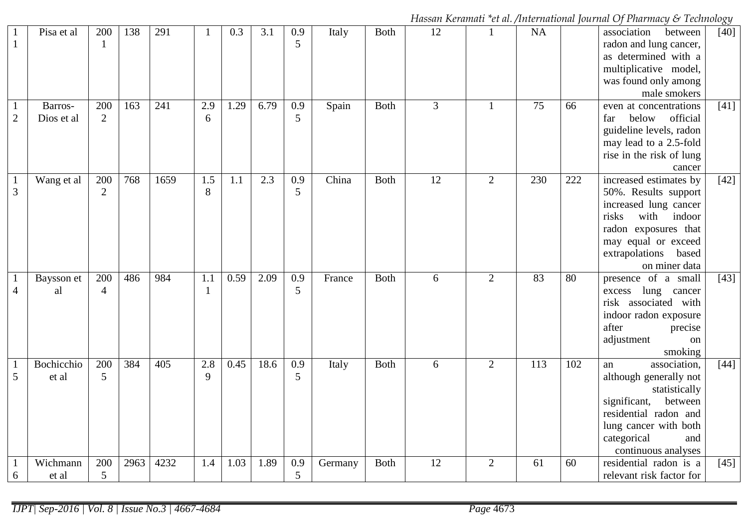| | | | | | | | | | | | | | | | | |
|---|---|---|---|---|---|---|---|---|---|---|---|---|---|---|---|---|
| 11 | Pisa et al | 2001 | 138 | 291 | 1 | 0.3 | 3.1 | 0.95 | Italy | Both | 12 | 1 | NA | | association between radon and lung cancer, as determined with a multiplicative model, was found only among male smokers | [40] |
| 12 | Barros-Dios et al | 2002 | 163 | 241 | 2.96 | 1.29 | 6.79 | 0.95 | Spain | Both | 3 | 1 | 75 | 66 | even at concentrations far below official guideline levels, radon may lead to a 2.5-fold rise in the risk of lung cancer | [41] |
| 13 | Wang et al | 2002 | 768 | 1659 | 1.58 | 1.1 | 2.3 | 0.95 | China | Both | 12 | 2 | 230 | 222 | increased estimates by 50%. Results support increased lung cancer risks with indoor radon exposures that may equal or exceed extrapolations based on miner data | [42] |
| 14 | Baysson et al | 2004 | 486 | 984 | 1.11 | 0.59 | 2.09 | 0.95 | France | Both | 6 | 2 | 83 | 80 | presence of a small excess lung cancer risk associated with indoor radon exposure after precise adjustment on smoking | [43] |
| 15 | Bochicchio et al | 2005 | 384 | 405 | 2.89 | 0.45 | 18.6 | 0.95 | Italy | Both | 6 | 2 | 113 | 102 | an association, although generally not statistically significant, between residential radon and lung cancer with both categorical and continuous analyses | [44] |
| 16 | Wichmann et al | 2005 | 2963 | 4232 | 1.4 | 1.03 | 1.89 | 0.95 | Germany | Both | 12 | 2 | 61 | 60 | residential radon is a relevant risk factor for | [45] |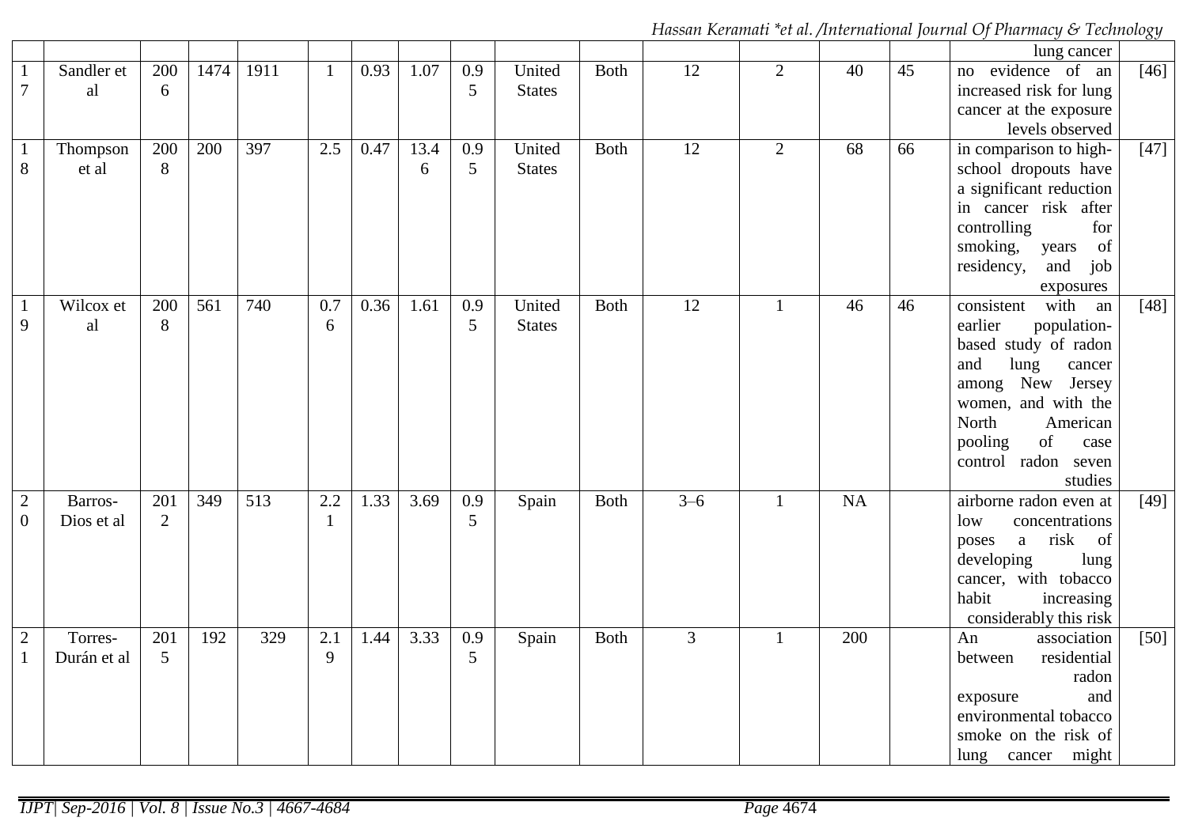|  |  |  |  |  |  |  |  |  |  |  |  |  |  |  | lung cancer |  |
|---|---|---|---|---|---|---|---|---|---|---|---|---|---|---|---|---|
| 17 | Sandler et al | 2006 | 1474 | 1911 | 1 | 0.93 | 1.07 | 0.95 | United States | Both | 12 | 2 | 40 | 45 | no evidence of an increased risk for lung cancer at the exposure levels observed | [46] |
| 18 | Thompson et al | 2008 | 200 | 397 | 2.5 | 0.47 | 13.46 | 0.95 | United States | Both | 12 | 2 | 68 | 66 | in comparison to high-school dropouts have a significant reduction in cancer risk after controlling for smoking, years of residency, and job exposures | [47] |
| 19 | Wilcox et al | 2008 | 561 | 740 | 0.76 | 0.36 | 1.61 | 0.95 | United States | Both | 12 | 1 | 46 | 46 | consistent with an earlier population-based study of radon and lung cancer among New Jersey women, and with the North American pooling of case control radon seven studies | [48] |
| 20 | Barros-Dios et al | 2012 | 349 | 513 | 2.21 | 1.33 | 3.69 | 0.95 | Spain | Both | 3–6 | 1 | NA |  | airborne radon even at low concentrations poses a risk of developing lung cancer, with tobacco habit increasing considerably this risk | [49] |
| 21 | Torres-Durán et al | 2015 | 192 | 329 | 2.19 | 1.44 | 3.33 | 0.95 | Spain | Both | 3 | 1 | 200 |  | An association between residential radon exposure and environmental tobacco smoke on the risk of lung cancer might | [50] |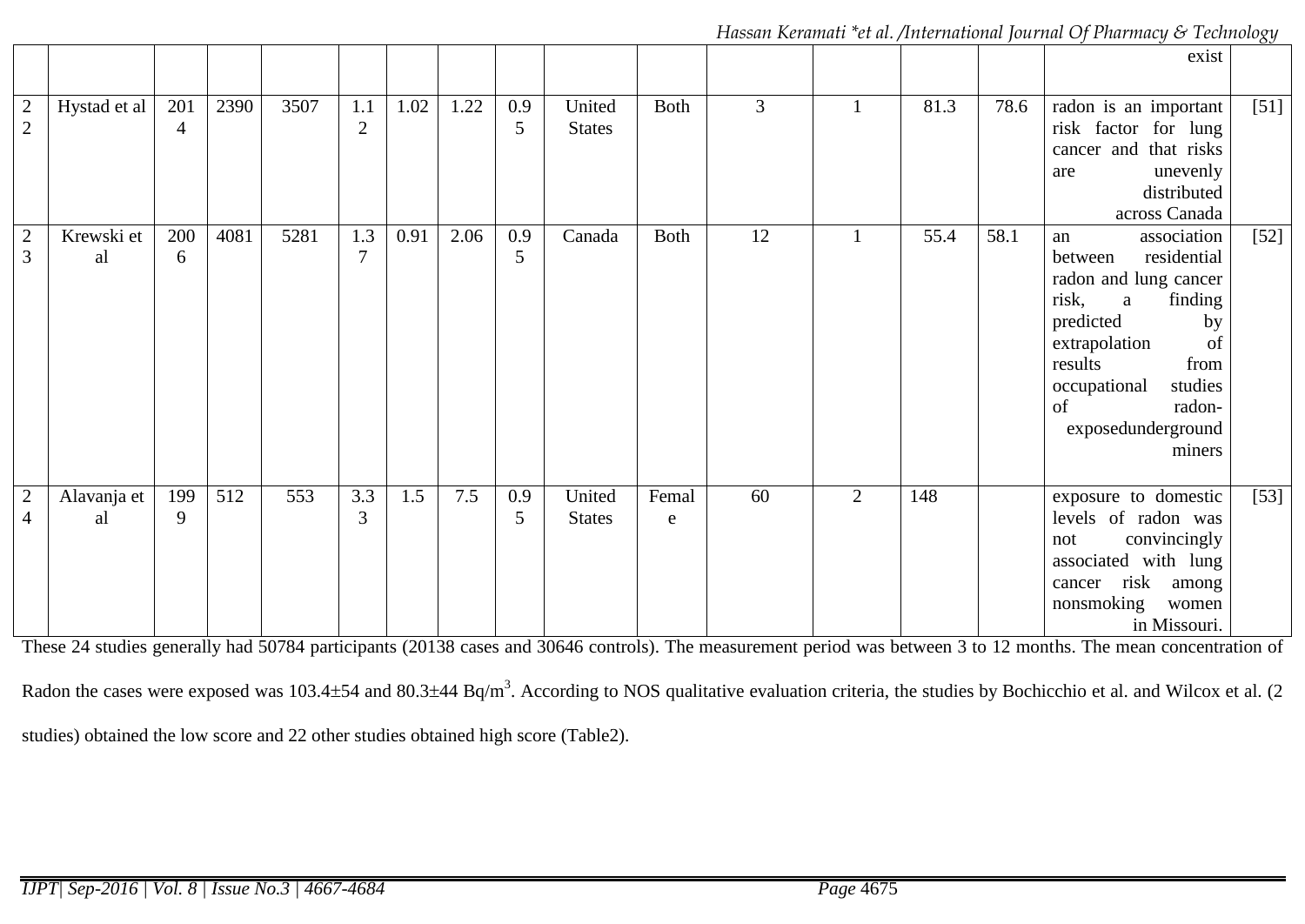| | | | | | | | | | | | | | | | | |
|---|---|---|---|---|---|---|---|---|---|---|---|---|---|---|---|---|
| | | | | | | | | | | | | | | | exist | |
| 22 | Hystad et al | 2014 | 2390 | 3507 | 1.12 | 1.02 | 1.22 | 0.95 | United States | Both | 3 | 1 | 81.3 | 78.6 | radon is an important risk factor for lung cancer and that risks are unevenly distributed across Canada | [51] |
| 23 | Krewski et al | 2006 | 4081 | 5281 | 1.37 | 0.91 | 2.06 | 0.95 | Canada | Both | 12 | 1 | 55.4 | 58.1 | an association between residential radon and lung cancer risk, a finding predicted by extrapolation of results from occupational studies of radon-exposedunderground miners | [52] |
| 24 | Alavanja et al | 1999 | 512 | 553 | 3.33 | 1.5 | 7.5 | 0.95 | United States | Female | 60 | 2 | 148 | | exposure to domestic levels of radon was not convincingly associated with lung cancer risk among nonsmoking women in Missouri. | [53] |

These 24 studies generally had 50784 participants (20138 cases and 30646 controls). The measurement period was between 3 to 12 months. The mean concentration of Radon the cases were exposed was 103.4±54 and 80.3±44 Bq/m$^3$. According to NOS qualitative evaluation criteria, the studies by Bochicchio et al. and Wilcox et al. (2 studies) obtained the low score and 22 other studies obtained high score (Table2).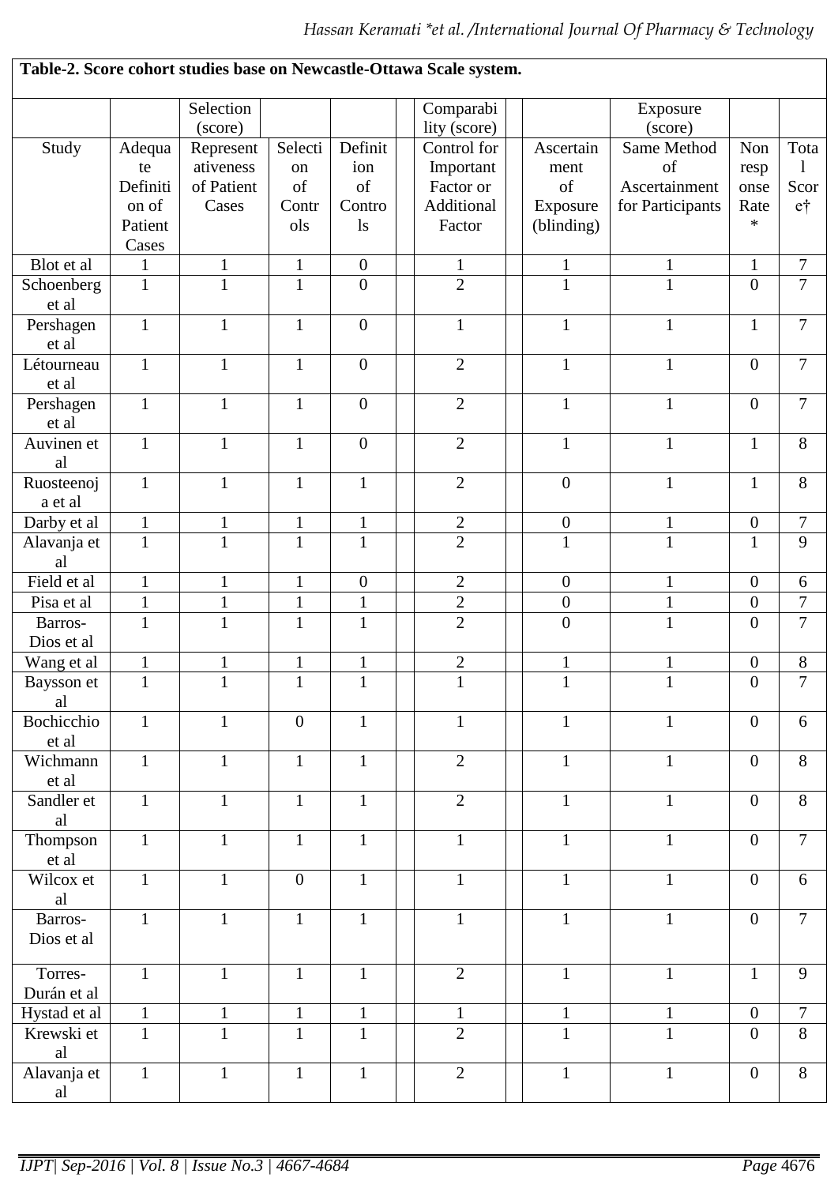**Table-2. Score cohort studies base on Newcastle-Ottawa Scale system.**

| | | Selection (score) | | | | Comparability (score) | | | Exposure (score) | | |
|---|---|---|---|---|---|---|---|---|---|---|---|
| Study | Adequate Definition of Patient Cases | Representativeness of Patient Cases | Selection of Controls | Definition of Controls | | Control for Important Factor or Additional Factor | | Ascertainment of Exposure (blinding) | Same Method of Ascertainment for Participants | Non response Rate * | Total Score† |
| Blot et al | 1 | 1 | 1 | 0 | | 1 | | 1 | 1 | 1 | 7 |
| Schoenberg et al | 1 | 1 | 1 | 0 | | 2 | | 1 | 1 | 0 | 7 |
| Pershagen et al | 1 | 1 | 1 | 0 | | 1 | | 1 | 1 | 1 | 7 |
| Létourneau et al | 1 | 1 | 1 | 0 | | 2 | | 1 | 1 | 0 | 7 |
| Pershagen et al | 1 | 1 | 1 | 0 | | 2 | | 1 | 1 | 0 | 7 |
| Auvinen et al | 1 | 1 | 1 | 0 | | 2 | | 1 | 1 | 1 | 8 |
| Ruosteenoja et al | 1 | 1 | 1 | 1 | | 2 | | 0 | 1 | 1 | 8 |
| Darby et al | 1 | 1 | 1 | 1 | | 2 | | 0 | 1 | 0 | 7 |
| Alavanja et al | 1 | 1 | 1 | 1 | | 2 | | 1 | 1 | 1 | 9 |
| Field et al | 1 | 1 | 1 | 0 | | 2 | | 0 | 1 | 0 | 6 |
| Pisa et al | 1 | 1 | 1 | 1 | | 2 | | 0 | 1 | 0 | 7 |
| Barros-Dios et al | 1 | 1 | 1 | 1 | | 2 | | 0 | 1 | 0 | 7 |
| Wang et al | 1 | 1 | 1 | 1 | | 2 | | 1 | 1 | 0 | 8 |
| Baysson et al | 1 | 1 | 1 | 1 | | 1 | | 1 | 1 | 0 | 7 |
| Bochicchio et al | 1 | 1 | 0 | 1 | | 1 | | 1 | 1 | 0 | 6 |
| Wichmann et al | 1 | 1 | 1 | 1 | | 2 | | 1 | 1 | 0 | 8 |
| Sandler et al | 1 | 1 | 1 | 1 | | 2 | | 1 | 1 | 0 | 8 |
| Thompson et al | 1 | 1 | 1 | 1 | | 1 | | 1 | 1 | 0 | 7 |
| Wilcox et al | 1 | 1 | 0 | 1 | | 1 | | 1 | 1 | 0 | 6 |
| Barros-Dios et al | 1 | 1 | 1 | 1 | | 1 | | 1 | 1 | 0 | 7 |
| Torres-Durán et al | 1 | 1 | 1 | 1 | | 2 | | 1 | 1 | 1 | 9 |
| Hystad et al | 1 | 1 | 1 | 1 | | 1 | | 1 | 1 | 0 | 7 |
| Krewski et al | 1 | 1 | 1 | 1 | | 2 | | 1 | 1 | 0 | 8 |
| Alavanja et al | 1 | 1 | 1 | 1 | | 2 | | 1 | 1 | 0 | 8 |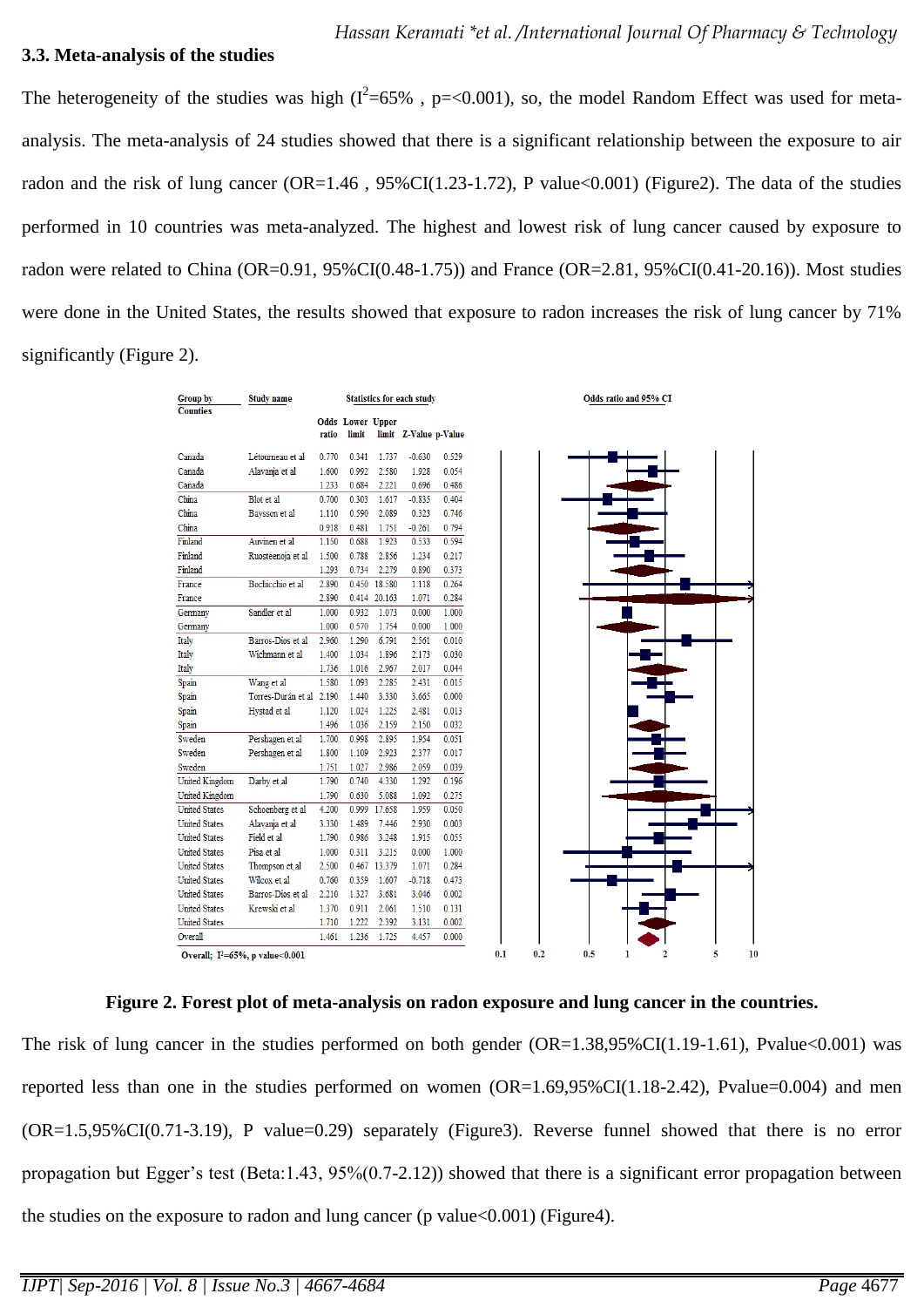### 3.3. Meta-analysis of the studies

The heterogeneity of the studies was high ($I^2$=65% , p=<0.001), so, the model Random Effect was used for meta-analysis. The meta-analysis of 24 studies showed that there is a significant relationship between the exposure to air radon and the risk of lung cancer (OR=1.46 , 95%CI(1.23-1.72), P value<0.001) (Figure2). The data of the studies performed in 10 countries was meta-analyzed. The highest and lowest risk of lung cancer caused by exposure to radon were related to China (OR=0.91, 95%CI(0.48-1.75)) and France (OR=2.81, 95%CI(0.41-20.16)). Most studies were done in the United States, the results showed that exposure to radon increases the risk of lung cancer by 71% significantly (Figure 2).

| Group by Counties | Study name | Odds ratio | Lower limit | Upper limit | Z-Value | p-Value |
|---|---|---|---|---|---|---|
| Canada | Létourneau et al | 0.770 | 0.341 | 1.737 | -0.630 | 0.529 |
| Canada | Alavanja et al | 1.600 | 0.992 | 2.580 | 1.928 | 0.054 |
| Canada | | 1.233 | 0.684 | 2.221 | 0.696 | 0.486 |
| China | Blot et al | 0.700 | 0.303 | 1.617 | -0.835 | 0.404 |
| China | Baysson et al | 1.110 | 0.590 | 2.089 | 0.323 | 0.746 |
| China | | 0.918 | 0.481 | 1.751 | -0.261 | 0.794 |
| Finland | Auvinen et al | 1.150 | 0.688 | 1.923 | 0.533 | 0.594 |
| Finland | Ruosteenoja et al | 1.500 | 0.788 | 2.856 | 1.234 | 0.217 |
| Finland | | 1.293 | 0.734 | 2.279 | 0.890 | 0.373 |
| France | Bochicchio et al | 2.890 | 0.450 | 18.580 | 1.118 | 0.264 |
| France | | 2.890 | 0.414 | 20.163 | 1.071 | 0.284 |
| Germany | Sandler et al | 1.000 | 0.932 | 1.073 | 0.000 | 1.000 |
| Germany | | 1.000 | 0.570 | 1.754 | 0.000 | 1.000 |
| Italy | Barros-Dios et al | 2.960 | 1.290 | 6.791 | 2.561 | 0.010 |
| Italy | Wichmann et al | 1.400 | 1.034 | 1.896 | 2.173 | 0.030 |
| Italy | | 1.736 | 1.016 | 2.967 | 2.017 | 0.044 |
| Spain | Wang et al | 1.580 | 1.093 | 2.285 | 2.431 | 0.015 |
| Spain | Torres-Durán et al | 2.190 | 1.440 | 3.330 | 3.665 | 0.000 |
| Spain | Hystad et al | 1.120 | 1.024 | 1.225 | 2.481 | 0.013 |
| Spain | | 1.496 | 1.036 | 2.159 | 2.150 | 0.032 |
| Sweden | Pershagen et al | 1.700 | 0.998 | 2.895 | 1.954 | 0.051 |
| Sweden | Pershagen et al | 1.800 | 1.109 | 2.923 | 2.377 | 0.017 |
| Sweden | | 1.751 | 1.027 | 2.986 | 2.059 | 0.039 |
| United Kingdom | Darby et al | 1.790 | 0.740 | 4.330 | 1.292 | 0.196 |
| United Kingdom | | 1.790 | 0.630 | 5.088 | 1.092 | 0.275 |
| United States | Schoenberg et al | 4.200 | 0.999 | 17.658 | 1.959 | 0.050 |
| United States | Alavanja et al | 3.330 | 1.489 | 7.446 | 2.930 | 0.003 |
| United States | Field et al | 1.790 | 0.986 | 3.248 | 1.915 | 0.055 |
| United States | Pisa et al | 1.000 | 0.311 | 3.215 | 0.000 | 1.000 |
| United States | Thompson et al | 2.500 | 0.467 | 13.379 | 1.071 | 0.284 |
| United States | Wilcox et al | 0.760 | 0.359 | 1.607 | -0.718 | 0.473 |
| United States | Barros-Dios et al | 2.210 | 1.327 | 3.681 | 3.046 | 0.002 |
| United States | Krewski et al | 1.370 | 0.911 | 2.061 | 1.510 | 0.131 |
| United States | | 1.710 | 1.222 | 2.392 | 3.131 | 0.002 |
| Overall | | 1.461 | 1.236 | 1.725 | 4.457 | 0.000 |

Overall; $I^2$=65%, p value<0.001

**Figure 2. Forest plot of meta-analysis on radon exposure and lung cancer in the countries.**

The risk of lung cancer in the studies performed on both gender (OR=1.38,95%CI(1.19-1.61), Pvalue<0.001) was reported less than one in the studies performed on women (OR=1.69,95%CI(1.18-2.42), Pvalue=0.004) and men (OR=1.5,95%CI(0.71-3.19), P value=0.29) separately (Figure3). Reverse funnel showed that there is no error propagation but Egger's test (Beta:1.43, 95%(0.7-2.12)) showed that there is a significant error propagation between the studies on the exposure to radon and lung cancer (p value<0.001) (Figure4).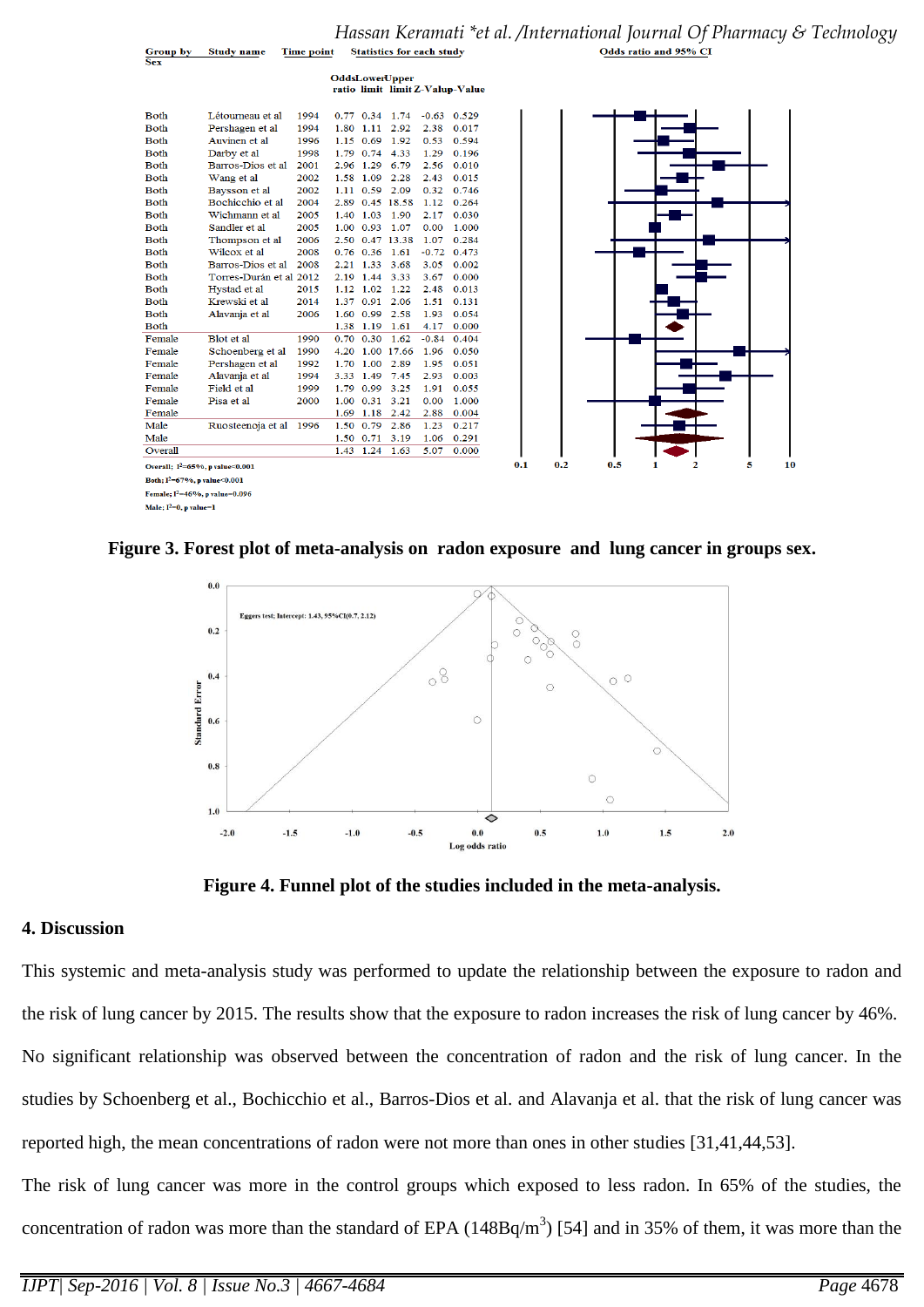| Group by Sex | Study name | Time point | Odds ratio | Lower limit | Upper limit | Z-Value | p-Value |
|---|---|---|---|---|---|---|---|
| Both | Létourneau et al | 1994 | 0.77 | 0.34 | 1.74 | -0.63 | 0.529 |
| Both | Pershagen et al | 1994 | 1.80 | 1.11 | 2.92 | 2.38 | 0.017 |
| Both | Auvinen et al | 1996 | 1.15 | 0.69 | 1.92 | 0.53 | 0.594 |
| Both | Darby et al | 1998 | 1.79 | 0.74 | 4.33 | 1.29 | 0.196 |
| Both | Barros-Dios et al | 2001 | 2.96 | 1.29 | 6.79 | 2.56 | 0.010 |
| Both | Wang et al | 2002 | 1.58 | 1.09 | 2.28 | 2.43 | 0.015 |
| Both | Baysson et al | 2002 | 1.11 | 0.59 | 2.09 | 0.32 | 0.746 |
| Both | Bochicchio et al | 2004 | 2.89 | 0.45 | 18.58 | 1.12 | 0.264 |
| Both | Wichmann et al | 2005 | 1.40 | 1.03 | 1.90 | 2.17 | 0.030 |
| Both | Sandler et al | 2005 | 1.00 | 0.93 | 1.07 | 0.00 | 1.000 |
| Both | Thompson et al | 2006 | 2.50 | 0.47 | 13.38 | 1.07 | 0.284 |
| Both | Wilcox et al | 2008 | 0.76 | 0.36 | 1.61 | -0.72 | 0.473 |
| Both | Barros-Dios et al | 2008 | 2.21 | 1.33 | 3.68 | 3.05 | 0.002 |
| Both | Torres-Durán et al | 2012 | 2.19 | 1.44 | 3.33 | 3.67 | 0.000 |
| Both | Hystad et al | 2015 | 1.12 | 1.02 | 1.22 | 2.48 | 0.013 |
| Both | Krewski et al | 2014 | 1.37 | 0.91 | 2.06 | 1.51 | 0.131 |
| Both | Alavanja et al | 2006 | 1.60 | 0.99 | 2.58 | 1.93 | 0.054 |
| Both | | | 1.38 | 1.19 | 1.61 | 4.17 | 0.000 |
| Female | Blot et al | 1990 | 0.70 | 0.30 | 1.62 | -0.84 | 0.404 |
| Female | Schoenberg et al | 1990 | 4.20 | 1.00 | 17.66 | 1.96 | 0.050 |
| Female | Pershagen et al | 1992 | 1.70 | 1.00 | 2.89 | 1.95 | 0.051 |
| Female | Alavanja et al | 1994 | 3.33 | 1.49 | 7.45 | 2.93 | 0.003 |
| Female | Field et al | 1999 | 1.79 | 0.99 | 3.25 | 1.91 | 0.055 |
| Female | Pisa et al | 2000 | 1.00 | 0.31 | 3.21 | 0.00 | 1.000 |
| Female | | | 1.69 | 1.18 | 2.42 | 2.88 | 0.004 |
| Male | Ruosteenoja et al | 1996 | 1.50 | 0.79 | 2.86 | 1.23 | 0.217 |
| Male | | | 1.50 | 0.71 | 3.19 | 1.06 | 0.291 |
| Overall | | | 1.43 | 1.24 | 1.63 | 5.07 | 0.000 |

Overall: I²=65%, p value<0.001
Both; I²=67%, p value<0.001
Female; I²=46%, p value=0.096
Male; I²=0, p value=1

**Figure 3. Forest plot of meta-analysis on radon exposure and lung cancer in groups sex.**

**Figure 4. Funnel plot of the studies included in the meta-analysis.**

## 4. Discussion

This systemic and meta-analysis study was performed to update the relationship between the exposure to radon and the risk of lung cancer by 2015. The results show that the exposure to radon increases the risk of lung cancer by 46%. No significant relationship was observed between the concentration of radon and the risk of lung cancer. In the studies by Schoenberg et al., Bochicchio et al., Barros-Dios et al. and Alavanja et al. that the risk of lung cancer was reported high, the mean concentrations of radon were not more than ones in other studies [31,41,44,53].

The risk of lung cancer was more in the control groups which exposed to less radon. In 65% of the studies, the concentration of radon was more than the standard of EPA (148Bq/m$^3$) [54] and in 35% of them, it was more than the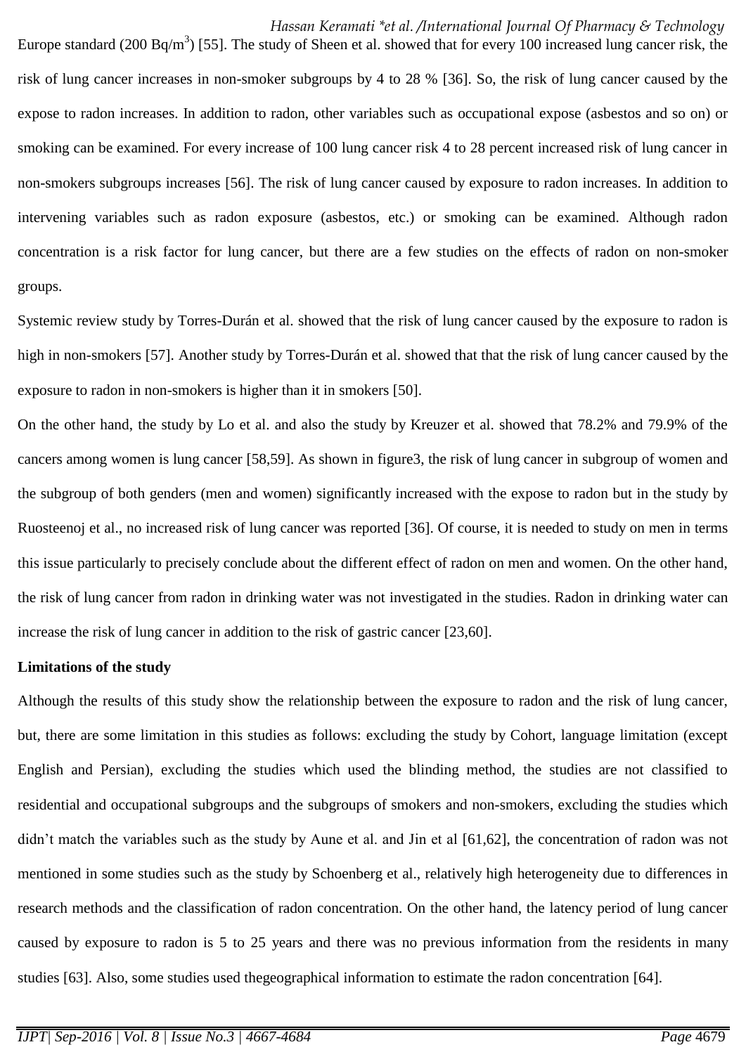Europe standard (200 Bq/$m^3$) [55]. The study of Sheen et al. showed that for every 100 increased lung cancer risk, the risk of lung cancer increases in non-smoker subgroups by 4 to 28 % [36]. So, the risk of lung cancer caused by the expose to radon increases. In addition to radon, other variables such as occupational expose (asbestos and so on) or smoking can be examined. For every increase of 100 lung cancer risk 4 to 28 percent increased risk of lung cancer in non-smokers subgroups increases [56]. The risk of lung cancer caused by exposure to radon increases. In addition to intervening variables such as radon exposure (asbestos, etc.) or smoking can be examined. Although radon concentration is a risk factor for lung cancer, but there are a few studies on the effects of radon on non-smoker groups.

Systemic review study by Torres-Durán et al. showed that the risk of lung cancer caused by the exposure to radon is high in non-smokers [57]. Another study by Torres-Durán et al. showed that that the risk of lung cancer caused by the exposure to radon in non-smokers is higher than it in smokers [50].

On the other hand, the study by Lo et al. and also the study by Kreuzer et al. showed that 78.2% and 79.9% of the cancers among women is lung cancer [58,59]. As shown in figure3, the risk of lung cancer in subgroup of women and the subgroup of both genders (men and women) significantly increased with the expose to radon but in the study by Ruosteenoj et al., no increased risk of lung cancer was reported [36]. Of course, it is needed to study on men in terms this issue particularly to precisely conclude about the different effect of radon on men and women. On the other hand, the risk of lung cancer from radon in drinking water was not investigated in the studies. Radon in drinking water can increase the risk of lung cancer in addition to the risk of gastric cancer [23,60].

**Limitations of the study**

Although the results of this study show the relationship between the exposure to radon and the risk of lung cancer, but, there are some limitation in this studies as follows: excluding the study by Cohort, language limitation (except English and Persian), excluding the studies which used the blinding method, the studies are not classified to residential and occupational subgroups and the subgroups of smokers and non-smokers, excluding the studies which didn't match the variables such as the study by Aune et al. and Jin et al [61,62], the concentration of radon was not mentioned in some studies such as the study by Schoenberg et al., relatively high heterogeneity due to differences in research methods and the classification of radon concentration. On the other hand, the latency period of lung cancer caused by exposure to radon is 5 to 25 years and there was no previous information from the residents in many studies [63]. Also, some studies used thegeographical information to estimate the radon concentration [64].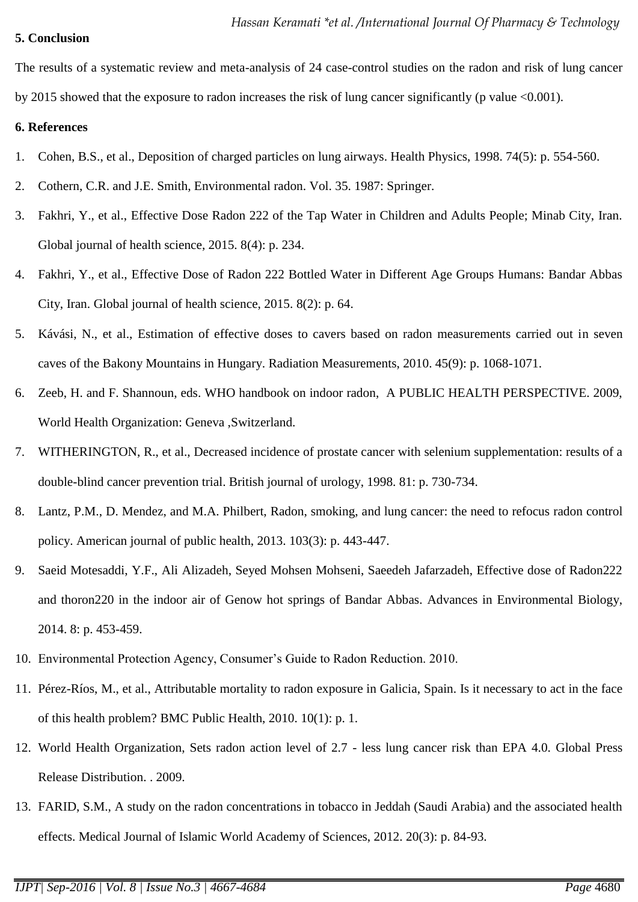## 5. Conclusion

The results of a systematic review and meta-analysis of 24 case-control studies on the radon and risk of lung cancer by 2015 showed that the exposure to radon increases the risk of lung cancer significantly (p value <0.001).

## 6. References

1. Cohen, B.S., et al., Deposition of charged particles on lung airways. Health Physics, 1998. 74(5): p. 554-560.
2. Cothern, C.R. and J.E. Smith, Environmental radon. Vol. 35. 1987: Springer.
3. Fakhri, Y., et al., Effective Dose Radon 222 of the Tap Water in Children and Adults People; Minab City, Iran. Global journal of health science, 2015. 8(4): p. 234.
4. Fakhri, Y., et al., Effective Dose of Radon 222 Bottled Water in Different Age Groups Humans: Bandar Abbas City, Iran. Global journal of health science, 2015. 8(2): p. 64.
5. Kávási, N., et al., Estimation of effective doses to cavers based on radon measurements carried out in seven caves of the Bakony Mountains in Hungary. Radiation Measurements, 2010. 45(9): p. 1068-1071.
6. Zeeb, H. and F. Shannoun, eds. WHO handbook on indoor radon, A PUBLIC HEALTH PERSPECTIVE. 2009, World Health Organization: Geneva ,Switzerland.
7. WITHERINGTON, R., et al., Decreased incidence of prostate cancer with selenium supplementation: results of a double-blind cancer prevention trial. British journal of urology, 1998. 81: p. 730-734.
8. Lantz, P.M., D. Mendez, and M.A. Philbert, Radon, smoking, and lung cancer: the need to refocus radon control policy. American journal of public health, 2013. 103(3): p. 443-447.
9. Saeid Motesaddi, Y.F., Ali Alizadeh, Seyed Mohsen Mohseni, Saeedeh Jafarzadeh, Effective dose of Radon222 and thoron220 in the indoor air of Genow hot springs of Bandar Abbas. Advances in Environmental Biology, 2014. 8: p. 453-459.
10. Environmental Protection Agency, Consumer's Guide to Radon Reduction. 2010.
11. Pérez-Ríos, M., et al., Attributable mortality to radon exposure in Galicia, Spain. Is it necessary to act in the face of this health problem? BMC Public Health, 2010. 10(1): p. 1.
12. World Health Organization, Sets radon action level of 2.7 - less lung cancer risk than EPA 4.0. Global Press Release Distribution. . 2009.
13. FARID, S.M., A study on the radon concentrations in tobacco in Jeddah (Saudi Arabia) and the associated health effects. Medical Journal of Islamic World Academy of Sciences, 2012. 20(3): p. 84-93.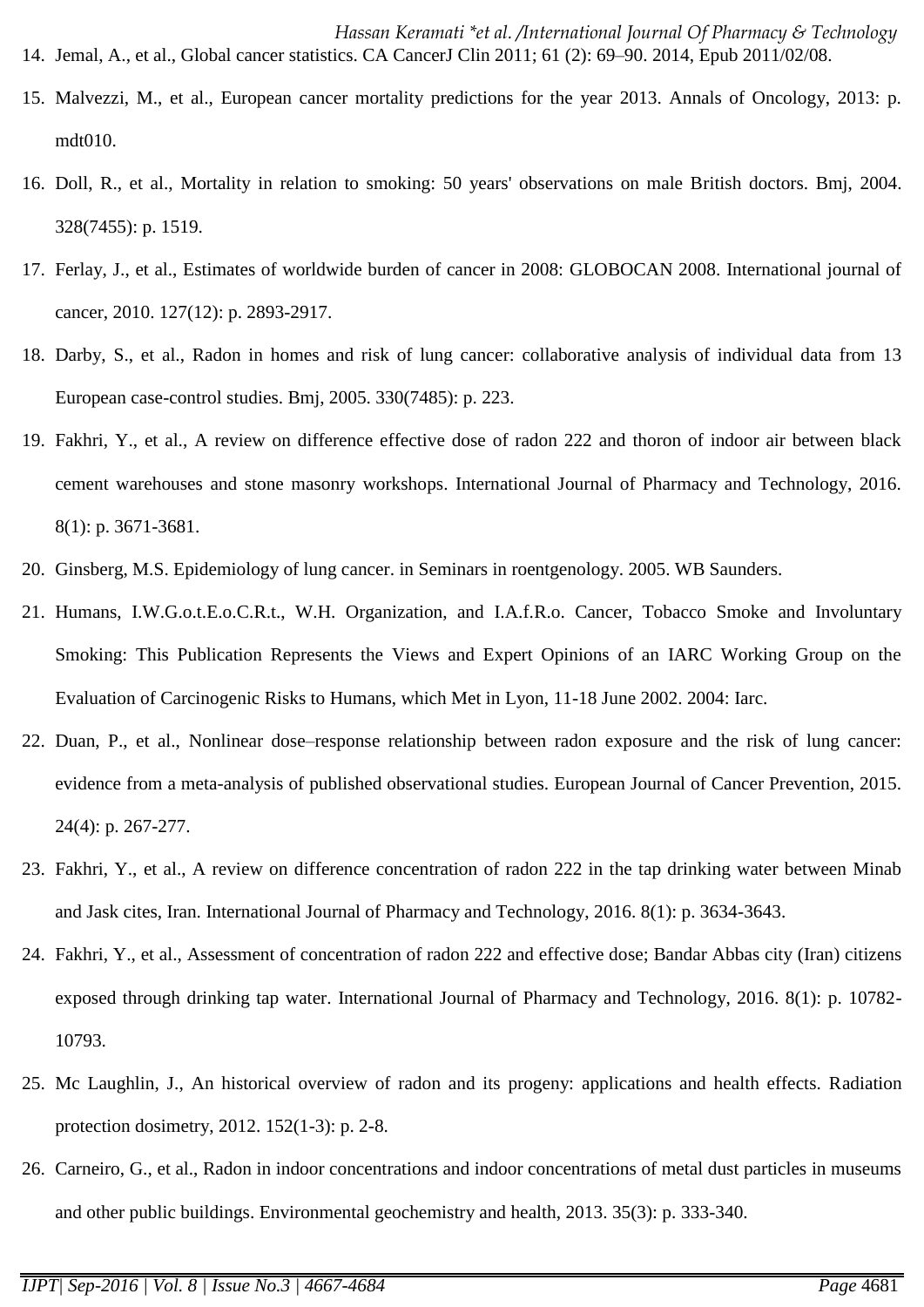14. Jemal, A., et al., Global cancer statistics. CA CancerJ Clin 2011; 61 (2): 69–90. 2014, Epub 2011/02/08.
15. Malvezzi, M., et al., European cancer mortality predictions for the year 2013. Annals of Oncology, 2013: p. mdt010.
16. Doll, R., et al., Mortality in relation to smoking: 50 years' observations on male British doctors. Bmj, 2004. 328(7455): p. 1519.
17. Ferlay, J., et al., Estimates of worldwide burden of cancer in 2008: GLOBOCAN 2008. International journal of cancer, 2010. 127(12): p. 2893-2917.
18. Darby, S., et al., Radon in homes and risk of lung cancer: collaborative analysis of individual data from 13 European case-control studies. Bmj, 2005. 330(7485): p. 223.
19. Fakhri, Y., et al., A review on difference effective dose of radon 222 and thoron of indoor air between black cement warehouses and stone masonry workshops. International Journal of Pharmacy and Technology, 2016. 8(1): p. 3671-3681.
20. Ginsberg, M.S. Epidemiology of lung cancer. in Seminars in roentgenology. 2005. WB Saunders.
21. Humans, I.W.G.o.t.E.o.C.R.t., W.H. Organization, and I.A.f.R.o. Cancer, Tobacco Smoke and Involuntary Smoking: This Publication Represents the Views and Expert Opinions of an IARC Working Group on the Evaluation of Carcinogenic Risks to Humans, which Met in Lyon, 11-18 June 2002. 2004: Iarc.
22. Duan, P., et al., Nonlinear dose–response relationship between radon exposure and the risk of lung cancer: evidence from a meta-analysis of published observational studies. European Journal of Cancer Prevention, 2015. 24(4): p. 267-277.
23. Fakhri, Y., et al., A review on difference concentration of radon 222 in the tap drinking water between Minab and Jask cites, Iran. International Journal of Pharmacy and Technology, 2016. 8(1): p. 3634-3643.
24. Fakhri, Y., et al., Assessment of concentration of radon 222 and effective dose; Bandar Abbas city (Iran) citizens exposed through drinking tap water. International Journal of Pharmacy and Technology, 2016. 8(1): p. 10782-10793.
25. Mc Laughlin, J., An historical overview of radon and its progeny: applications and health effects. Radiation protection dosimetry, 2012. 152(1-3): p. 2-8.
26. Carneiro, G., et al., Radon in indoor concentrations and indoor concentrations of metal dust particles in museums and other public buildings. Environmental geochemistry and health, 2013. 35(3): p. 333-340.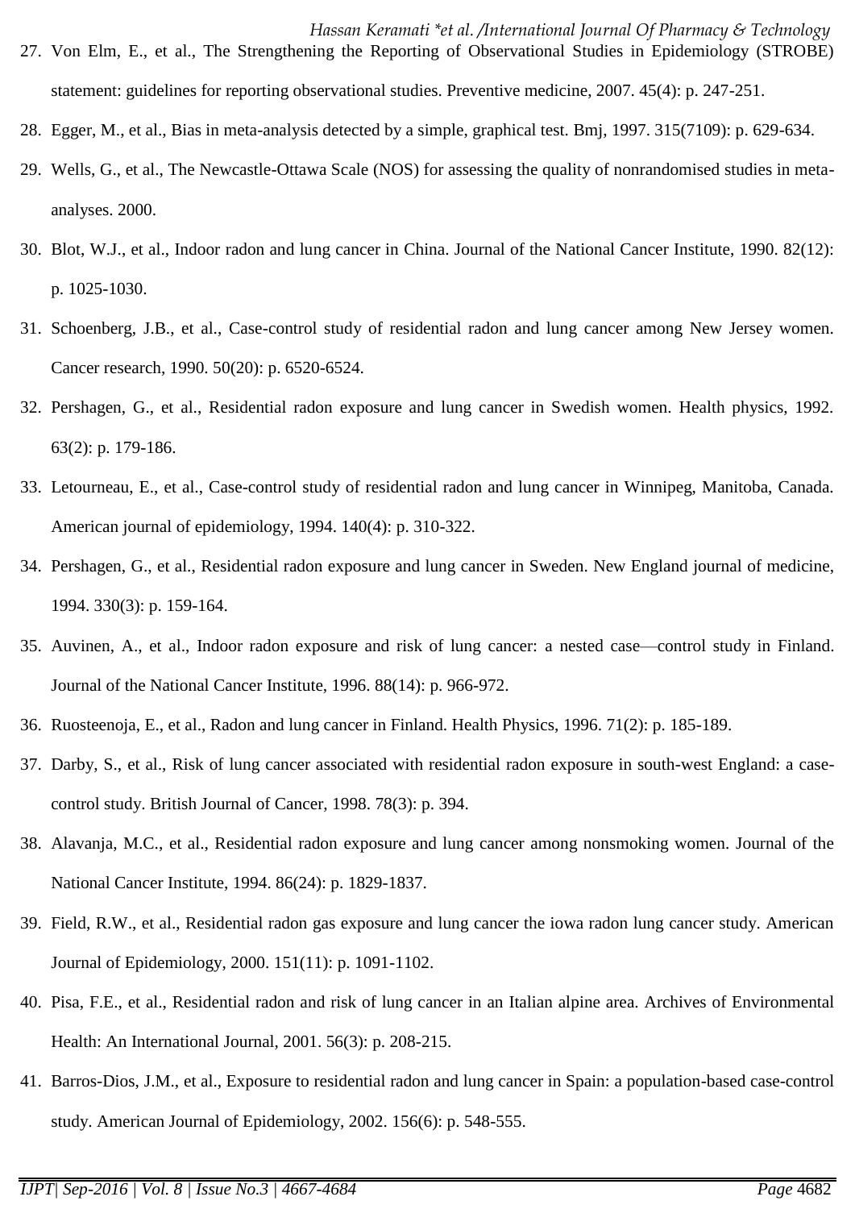27. Von Elm, E., et al., The Strengthening the Reporting of Observational Studies in Epidemiology (STROBE) statement: guidelines for reporting observational studies. Preventive medicine, 2007. 45(4): p. 247-251.
28. Egger, M., et al., Bias in meta-analysis detected by a simple, graphical test. Bmj, 1997. 315(7109): p. 629-634.
29. Wells, G., et al., The Newcastle-Ottawa Scale (NOS) for assessing the quality of nonrandomised studies in meta-analyses. 2000.
30. Blot, W.J., et al., Indoor radon and lung cancer in China. Journal of the National Cancer Institute, 1990. 82(12): p. 1025-1030.
31. Schoenberg, J.B., et al., Case-control study of residential radon and lung cancer among New Jersey women. Cancer research, 1990. 50(20): p. 6520-6524.
32. Pershagen, G., et al., Residential radon exposure and lung cancer in Swedish women. Health physics, 1992. 63(2): p. 179-186.
33. Letourneau, E., et al., Case-control study of residential radon and lung cancer in Winnipeg, Manitoba, Canada. American journal of epidemiology, 1994. 140(4): p. 310-322.
34. Pershagen, G., et al., Residential radon exposure and lung cancer in Sweden. New England journal of medicine, 1994. 330(3): p. 159-164.
35. Auvinen, A., et al., Indoor radon exposure and risk of lung cancer: a nested case—control study in Finland. Journal of the National Cancer Institute, 1996. 88(14): p. 966-972.
36. Ruosteenoja, E., et al., Radon and lung cancer in Finland. Health Physics, 1996. 71(2): p. 185-189.
37. Darby, S., et al., Risk of lung cancer associated with residential radon exposure in south-west England: a case-control study. British Journal of Cancer, 1998. 78(3): p. 394.
38. Alavanja, M.C., et al., Residential radon exposure and lung cancer among nonsmoking women. Journal of the National Cancer Institute, 1994. 86(24): p. 1829-1837.
39. Field, R.W., et al., Residential radon gas exposure and lung cancer the iowa radon lung cancer study. American Journal of Epidemiology, 2000. 151(11): p. 1091-1102.
40. Pisa, F.E., et al., Residential radon and risk of lung cancer in an Italian alpine area. Archives of Environmental Health: An International Journal, 2001. 56(3): p. 208-215.
41. Barros-Dios, J.M., et al., Exposure to residential radon and lung cancer in Spain: a population-based case-control study. American Journal of Epidemiology, 2002. 156(6): p. 548-555.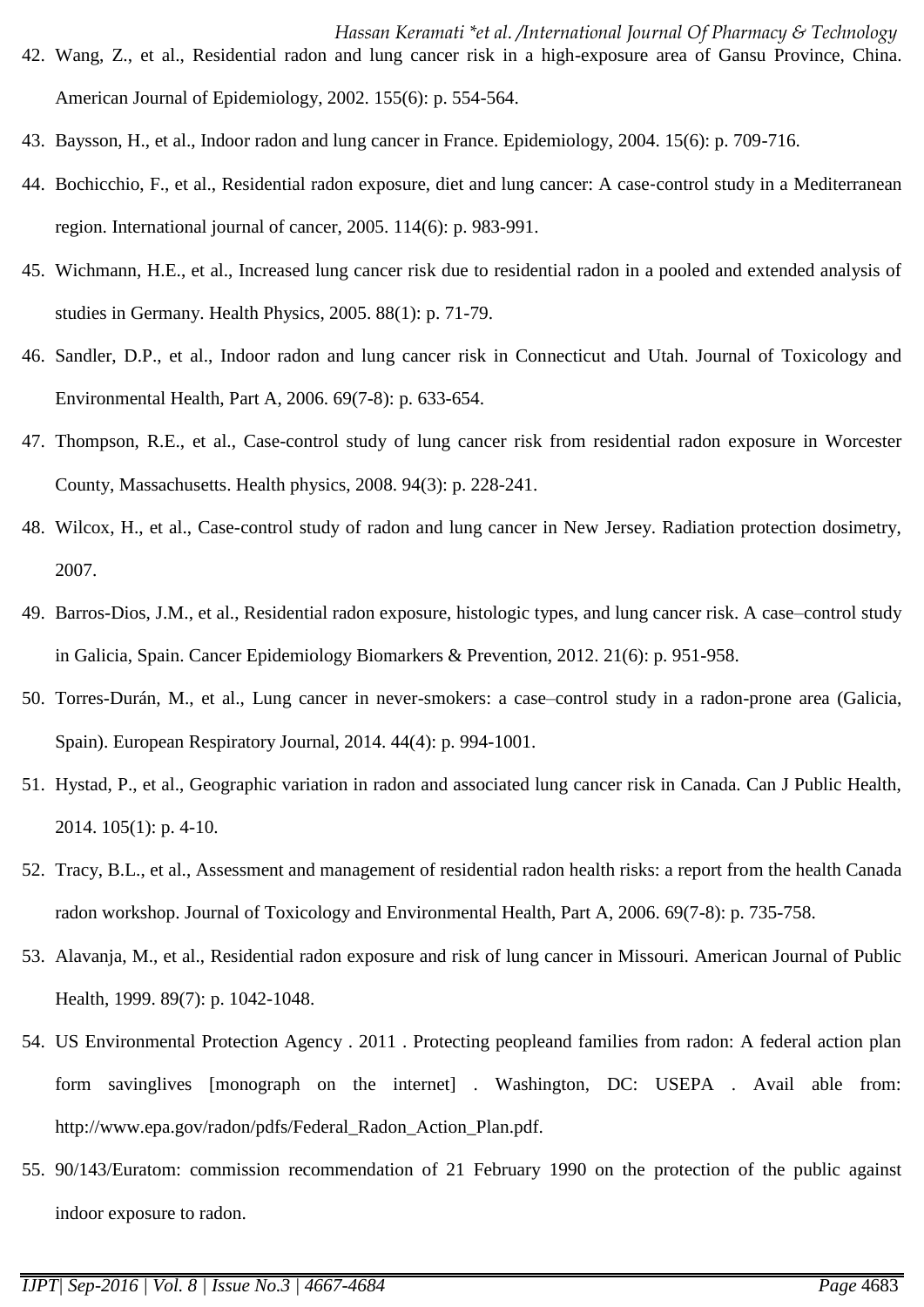42. Wang, Z., et al., Residential radon and lung cancer risk in a high-exposure area of Gansu Province, China. American Journal of Epidemiology, 2002. 155(6): p. 554-564.
43. Baysson, H., et al., Indoor radon and lung cancer in France. Epidemiology, 2004. 15(6): p. 709-716.
44. Bochicchio, F., et al., Residential radon exposure, diet and lung cancer: A case-control study in a Mediterranean region. International journal of cancer, 2005. 114(6): p. 983-991.
45. Wichmann, H.E., et al., Increased lung cancer risk due to residential radon in a pooled and extended analysis of studies in Germany. Health Physics, 2005. 88(1): p. 71-79.
46. Sandler, D.P., et al., Indoor radon and lung cancer risk in Connecticut and Utah. Journal of Toxicology and Environmental Health, Part A, 2006. 69(7-8): p. 633-654.
47. Thompson, R.E., et al., Case-control study of lung cancer risk from residential radon exposure in Worcester County, Massachusetts. Health physics, 2008. 94(3): p. 228-241.
48. Wilcox, H., et al., Case-control study of radon and lung cancer in New Jersey. Radiation protection dosimetry, 2007.
49. Barros-Dios, J.M., et al., Residential radon exposure, histologic types, and lung cancer risk. A case–control study in Galicia, Spain. Cancer Epidemiology Biomarkers & Prevention, 2012. 21(6): p. 951-958.
50. Torres-Durán, M., et al., Lung cancer in never-smokers: a case–control study in a radon-prone area (Galicia, Spain). European Respiratory Journal, 2014. 44(4): p. 994-1001.
51. Hystad, P., et al., Geographic variation in radon and associated lung cancer risk in Canada. Can J Public Health, 2014. 105(1): p. 4-10.
52. Tracy, B.L., et al., Assessment and management of residential radon health risks: a report from the health Canada radon workshop. Journal of Toxicology and Environmental Health, Part A, 2006. 69(7-8): p. 735-758.
53. Alavanja, M., et al., Residential radon exposure and risk of lung cancer in Missouri. American Journal of Public Health, 1999. 89(7): p. 1042-1048.
54. US Environmental Protection Agency . 2011 . Protecting peopleand families from radon: A federal action plan form savinglives [monograph on the internet] . Washington, DC: USEPA . Avail able from: http://www.epa.gov/radon/pdfs/Federal_Radon_Action_Plan.pdf.
55. 90/143/Euratom: commission recommendation of 21 February 1990 on the protection of the public against indoor exposure to radon.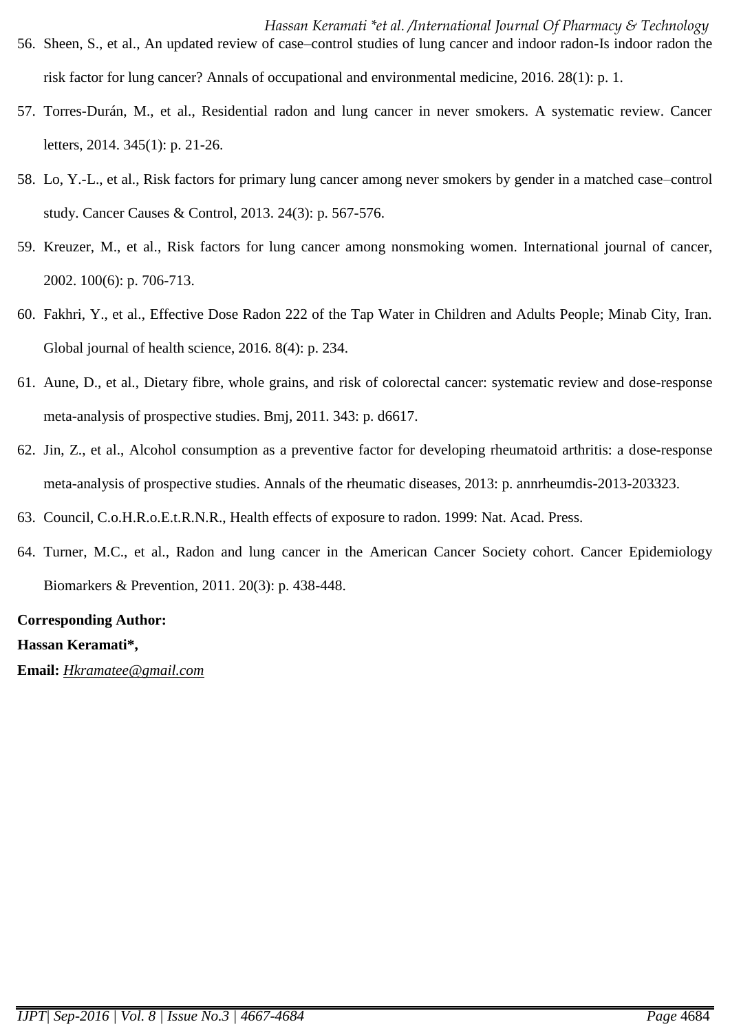56. Sheen, S., et al., An updated review of case–control studies of lung cancer and indoor radon-Is indoor radon the risk factor for lung cancer? Annals of occupational and environmental medicine, 2016. 28(1): p. 1.
57. Torres-Durán, M., et al., Residential radon and lung cancer in never smokers. A systematic review. Cancer letters, 2014. 345(1): p. 21-26.
58. Lo, Y.-L., et al., Risk factors for primary lung cancer among never smokers by gender in a matched case–control study. Cancer Causes & Control, 2013. 24(3): p. 567-576.
59. Kreuzer, M., et al., Risk factors for lung cancer among nonsmoking women. International journal of cancer, 2002. 100(6): p. 706-713.
60. Fakhri, Y., et al., Effective Dose Radon 222 of the Tap Water in Children and Adults People; Minab City, Iran. Global journal of health science, 2016. 8(4): p. 234.
61. Aune, D., et al., Dietary fibre, whole grains, and risk of colorectal cancer: systematic review and dose-response meta-analysis of prospective studies. Bmj, 2011. 343: p. d6617.
62. Jin, Z., et al., Alcohol consumption as a preventive factor for developing rheumatoid arthritis: a dose-response meta-analysis of prospective studies. Annals of the rheumatic diseases, 2013: p. annrheumdis-2013-203323.
63. Council, C.o.H.R.o.E.t.R.N.R., Health effects of exposure to radon. 1999: Nat. Acad. Press.
64. Turner, M.C., et al., Radon and lung cancer in the American Cancer Society cohort. Cancer Epidemiology Biomarkers & Prevention, 2011. 20(3): p. 438-448.

**Corresponding Author:**

**Hassan Keramati*,**

**Email:** *Hkramatee@gmail.com*